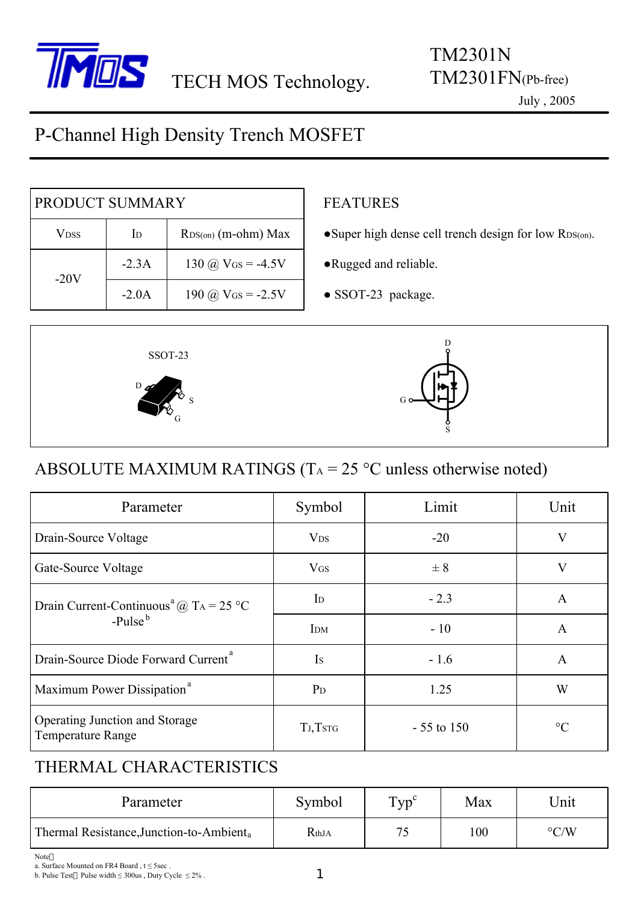TECH MOS Technology.

TM2301N
TM2301FN(Pb-free)
July , 2005

# P-Channel High Density Trench MOSFET

| PRODUCT SUMMARY | | |
|---|---|---|
| $V_{DSS}$ | $I_D$ | $R_{DS(on)}$ (m-ohm) Max |
| -20V | -2.3A | 130 @ $V_{GS}$ = -4.5V |
| | -2.0A | 190 @ $V_{GS}$ = -2.5V |

## FEATURES

- Super high dense cell trench design for low $R_{DS(on)}$.
- Rugged and reliable.
- SSOT-23 package.

SSOT-23

D S G

## ABSOLUTE MAXIMUM RATINGS ($T_A$ = 25 °C unless otherwise noted)

| Parameter | Symbol | Limit | Unit |
|---|---|---|---|
| Drain-Source Voltage | $V_{DS}$ | -20 | V |
| Gate-Source Voltage | $V_{GS}$ | ± 8 | V |
| Drain Current-Continuous[a] @ $T_A$ = 25 °C | $I_D$ | - 2.3 | A |
| -Pulse[b] | $I_{DM}$ | - 10 | A |
| Drain-Source Diode Forward Current[a] | $I_S$ | - 1.6 | A |
| Maximum Power Dissipation[a] | $P_D$ | 1.25 | W |
| Operating Junction and Storage Temperature Range | $T_J$,$T_{STG}$ | - 55 to 150 | °C |

## THERMAL CHARACTERISTICS

| Parameter | Symbol | Typ[c] | Max | Unit |
|---|---|---|---|---|
| Thermal Resistance,Junction-to-Ambient[a] | $R_{thJA}$ | 75 | 100 | °C/W |

Note：
a. Surface Mounted on FR4 Board , t ≤ 5sec .
b. Pulse Test：Pulse width ≤ 300us , Duty Cycle ≤ 2% .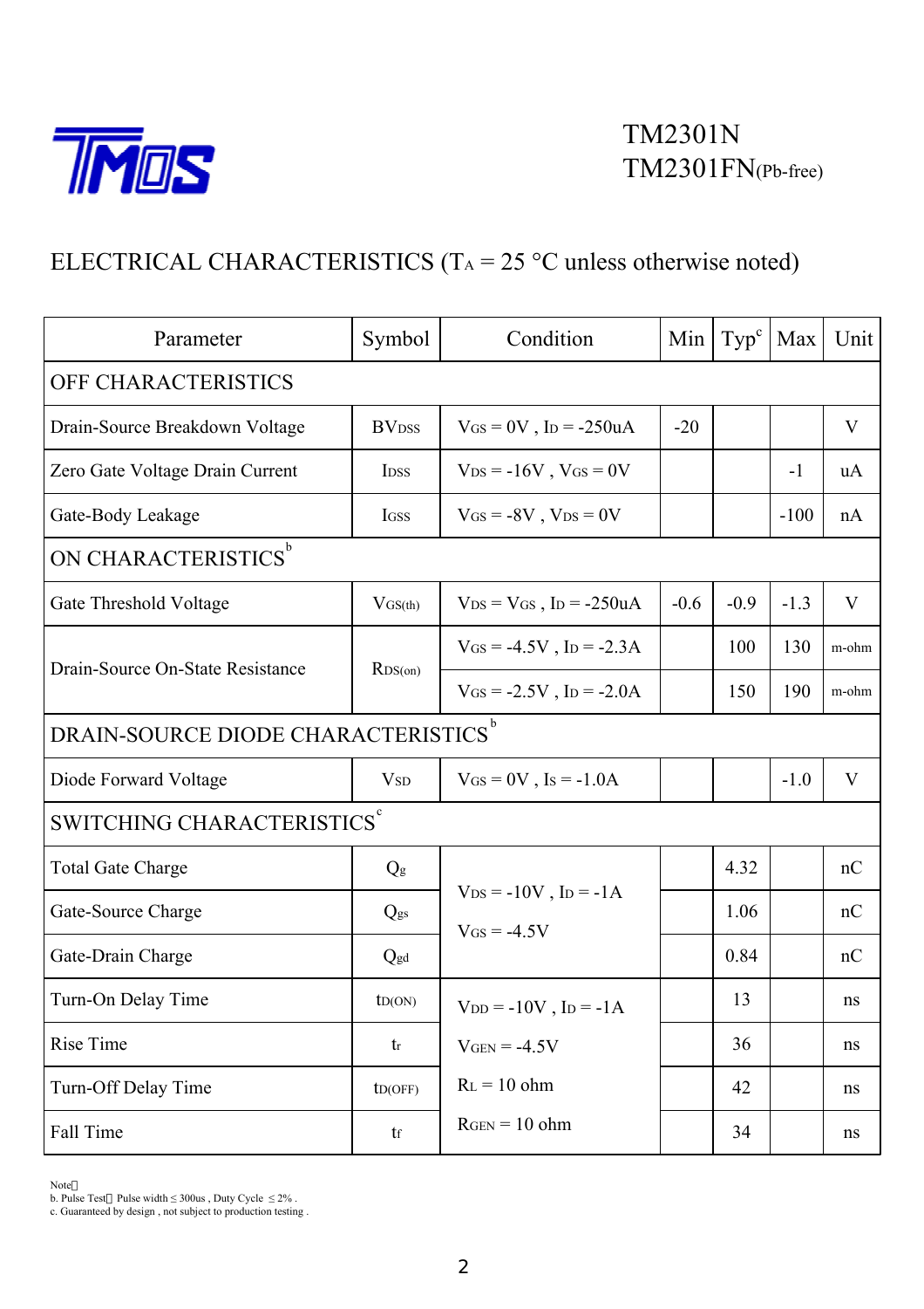TM2301N
TM2301FN(Pb-free)

# ELECTRICAL CHARACTERISTICS ($T_A$ = 25 °C unless otherwise noted)

| Parameter | Symbol | Condition | Min | Typ[c] | Max | Unit |
|---|---|---|---|---|---|---|
| **OFF CHARACTERISTICS** | | | | | | |
| Drain-Source Breakdown Voltage | $BV_{DSS}$ | $V_{GS}$ = 0V , $I_D$ = -250uA | -20 | | | V |
| Zero Gate Voltage Drain Current | $I_{DSS}$ | $V_{DS}$ = -16V , $V_{GS}$ = 0V | | | -1 | uA |
| Gate-Body Leakage | $I_{GSS}$ | $V_{GS}$ = -8V , $V_{DS}$ = 0V | | | -100 | nA |
| **ON CHARACTERISTICS[b]** | | | | | | |
| Gate Threshold Voltage | $V_{GS(th)}$ | $V_{DS}$ = $V_{GS}$ , $I_D$ = -250uA | -0.6 | -0.9 | -1.3 | V |
| Drain-Source On-State Resistance | $R_{DS(on)}$ | $V_{GS}$ = -4.5V , $I_D$ = -2.3A | | 100 | 130 | m-ohm |
| | | $V_{GS}$ = -2.5V , $I_D$ = -2.0A | | 150 | 190 | m-ohm |
| **DRAIN-SOURCE DIODE CHARACTERISTICS[b]** | | | | | | |
| Diode Forward Voltage | $V_{SD}$ | $V_{GS}$ = 0V , $I_S$ = -1.0A | | | -1.0 | V |
| **SWITCHING CHARACTERISTICS[c]** | | | | | | |
| Total Gate Charge | $Q_g$ | $V_{DS}$ = -10V , $I_D$ = -1A, $V_{GS}$ = -4.5V | | 4.32 | | nC |
| Gate-Source Charge | $Q_{gs}$ | | | 1.06 | | nC |
| Gate-Drain Charge | $Q_{gd}$ | | | 0.84 | | nC |
| Turn-On Delay Time | $t_{D(ON)}$ | $V_{DD}$ = -10V , $I_D$ = -1A, $V_{GEN}$ = -4.5V, $R_L$ = 10 ohm, $R_{GEN}$ = 10 ohm | | 13 | | ns |
| Rise Time | $t_r$ | | | 36 | | ns |
| Turn-Off Delay Time | $t_{D(OFF)}$ | | | 42 | | ns |
| Fall Time | $t_f$ | | | 34 | | ns |

Note：
b. Pulse Test：Pulse width ≤ 300us , Duty Cycle ≤ 2% .
c. Guaranteed by design , not subject to production testing .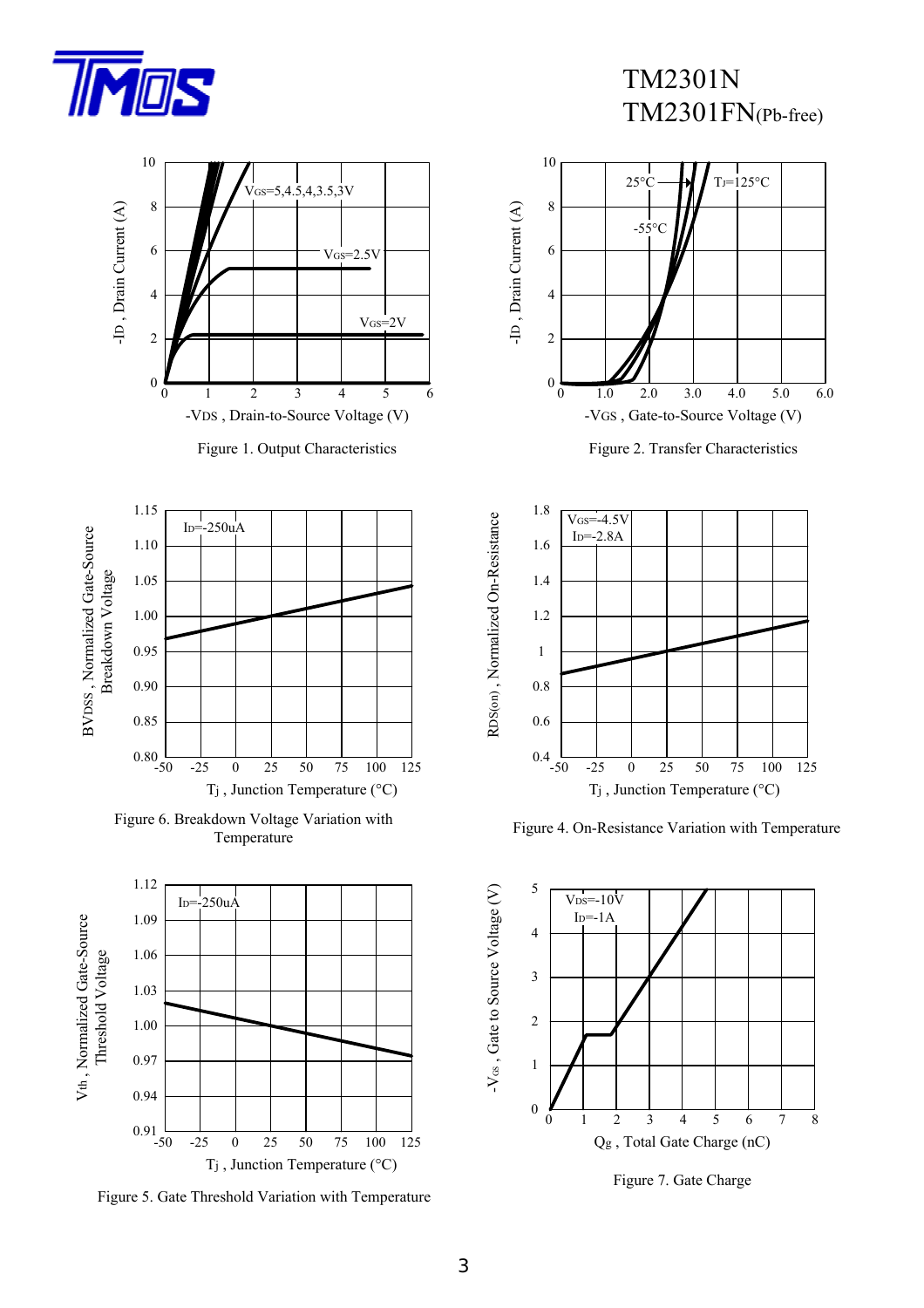# TM2301N
# TM2301FN(Pb-free)

Figure 1. Output Characteristics

Figure 2. Transfer Characteristics

Figure 6. Breakdown Voltage Variation with Temperature

Figure 4. On-Resistance Variation with Temperature

Figure 5. Gate Threshold Variation with Temperature

Figure 7. Gate Charge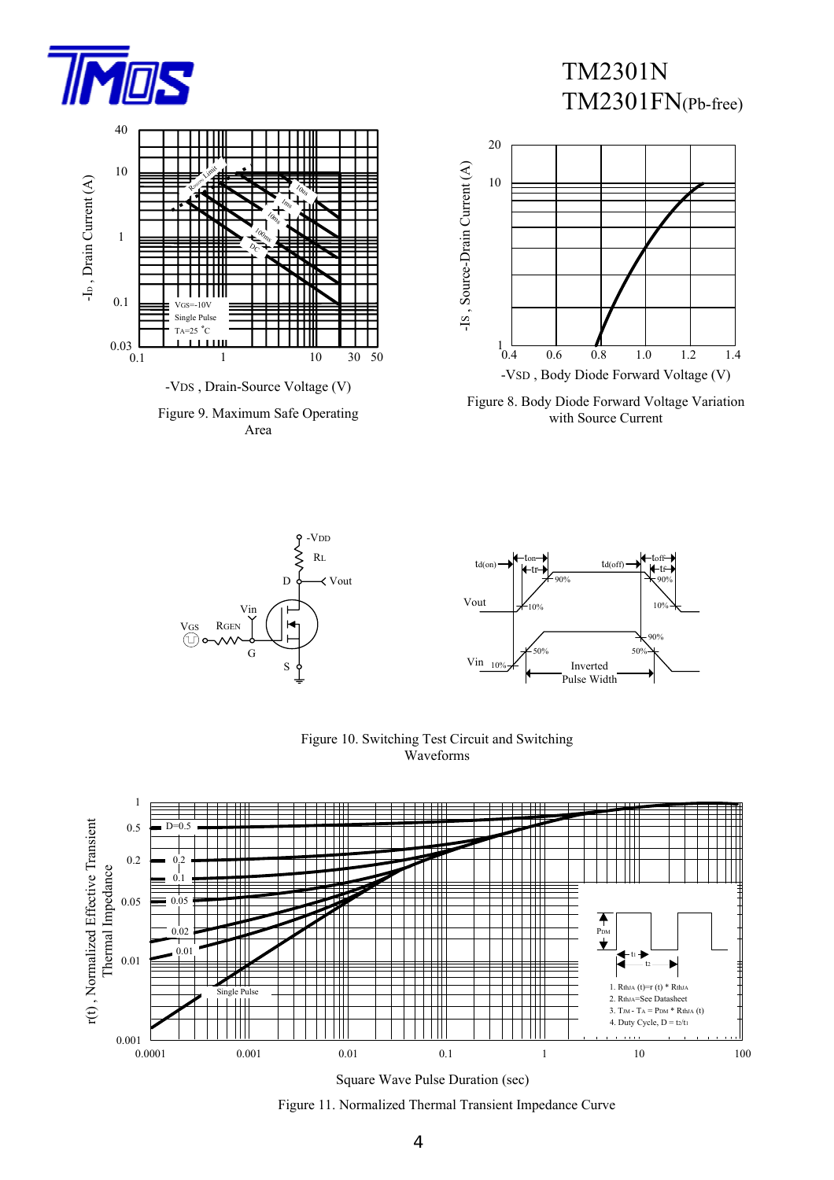TM2301N
TM2301FN(Pb-free)

40
10
1
0.1
0.03
0.1
1
10
30
50

$-I_D$ , Drain Current (A)

$R_{DS(ON)}$ Limit
10us
1ms
10ms
100ms
DC

$V_{GS}$=-10V
Single Pulse
$T_A$=25 °C

$-V_{DS}$ , Drain-Source Voltage (V)

Figure 9. Maximum Safe Operating Area

20
10
1
0.4
0.6
0.8
1.0
1.2
1.4

$-I_S$ , Source-Drain Current (A)

$-V_{SD}$ , Body Diode Forward Voltage (V)

Figure 8. Body Diode Forward Voltage Variation with Source Current

$-V_{DD}$
$R_L$
D
Vout
Vin
$V_{GS}$
$R_{GEN}$
G
S

td(on)
ton
tr
td(off)
toff
tf
90%
10%
Vout
90%
10%
90%
50%
50%
Vin
10%
Inverted Pulse Width

Figure 10. Switching Test Circuit and Switching Waveforms

1
0.5
0.2
0.05
0.01
0.001
0.0001
0.001
0.01
0.1
1
10
100

r(t) , Normalized Effective Transient Thermal Impedance

D=0.5
0.2
0.1
0.05
0.02
0.01
Single Pulse

$P_{DM}$
$t_1$
$t_2$

1. $R_{thJA}(t)=r(t) * R_{thJA}$
2. $R_{thJA}$=See Datasheet
3. $T_{JM} - T_A = P_{DM} * R_{thJA}(t)$
4. Duty Cycle, $D = t_2/t_1$

Square Wave Pulse Duration (sec)

Figure 11. Normalized Thermal Transient Impedance Curve